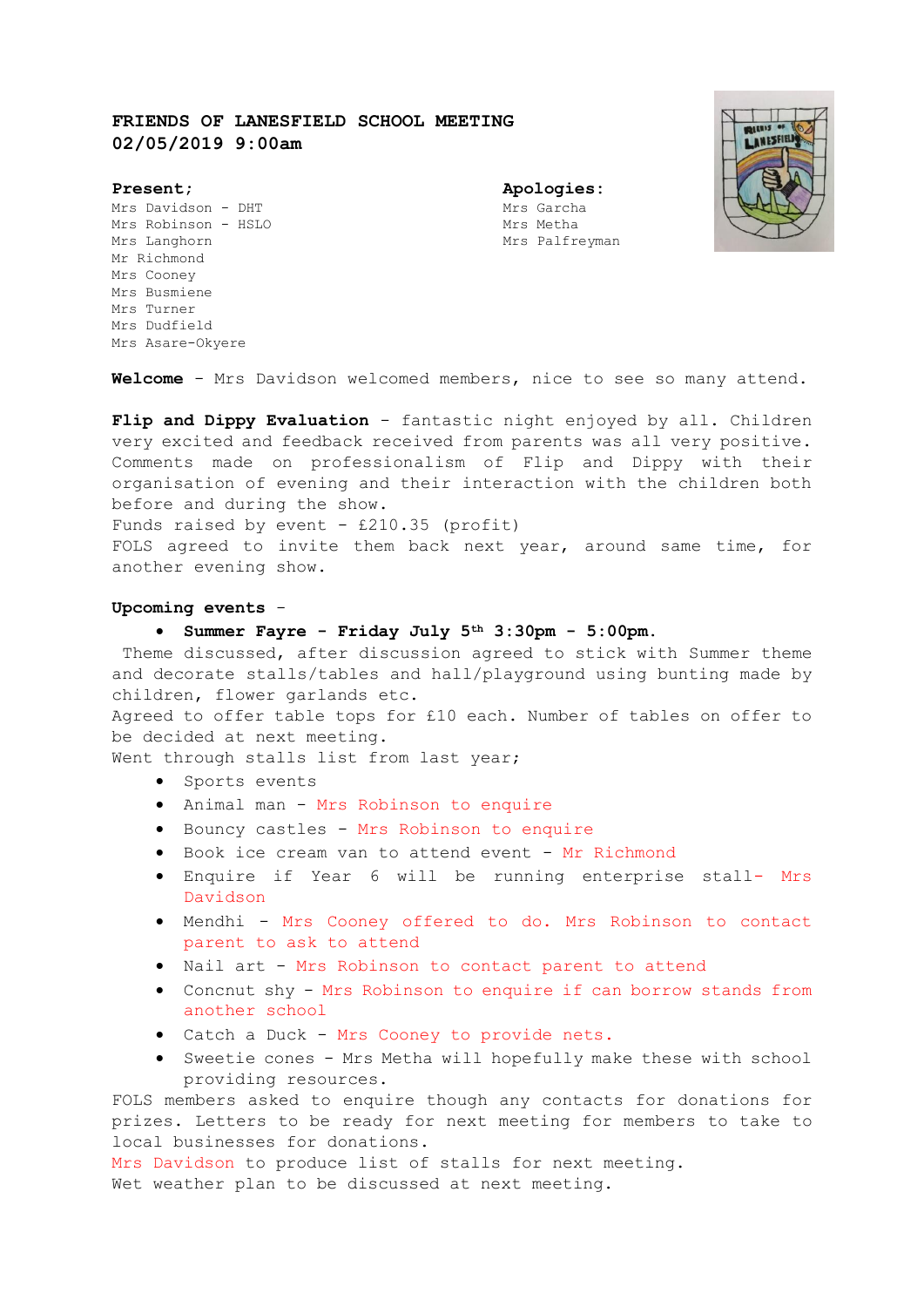# FRIENDS OF LANESFIELD SCHOOL MEETING
**02/05/2019 9:00am**

**Present;**
Mrs Davidson - DHT
Mrs Robinson - HSLO
Mrs Langhorn
Mr Richmond
Mrs Cooney
Mrs Busmiene
Mrs Turner
Mrs Dudfield
Mrs Asare-Okyere

**Apologies:**
Mrs Garcha
Mrs Metha
Mrs Palfreyman

**Welcome** - Mrs Davidson welcomed members, nice to see so many attend.

**Flip and Dippy Evaluation** - fantastic night enjoyed by all. Children very excited and feedback received from parents was all very positive. Comments made on professionalism of Flip and Dippy with their organisation of evening and their interaction with the children both before and during the show.
Funds raised by event - £210.35 (profit)
FOLS agreed to invite them back next year, around same time, for another evening show.

**Upcoming events** -

- **Summer Fayre - Friday July 5th 3:30pm - 5:00pm.**

Theme discussed, after discussion agreed to stick with Summer theme and decorate stalls/tables and hall/playground using bunting made by children, flower garlands etc.
Agreed to offer table tops for £10 each. Number of tables on offer to be decided at next meeting.
Went through stalls list from last year;

- Sports events
- Animal man - Mrs Robinson to enquire
- Bouncy castles - Mrs Robinson to enquire
- Book ice cream van to attend event - Mr Richmond
- Enquire if Year 6 will be running enterprise stall- Mrs Davidson
- Mendhi - Mrs Cooney offered to do. Mrs Robinson to contact parent to ask to attend
- Nail art - Mrs Robinson to contact parent to attend
- Concnut shy - Mrs Robinson to enquire if can borrow stands from another school
- Catch a Duck - Mrs Cooney to provide nets.
- Sweetie cones - Mrs Metha will hopefully make these with school providing resources.

FOLS members asked to enquire though any contacts for donations for prizes. Letters to be ready for next meeting for members to take to local businesses for donations.
Mrs Davidson to produce list of stalls for next meeting.
Wet weather plan to be discussed at next meeting.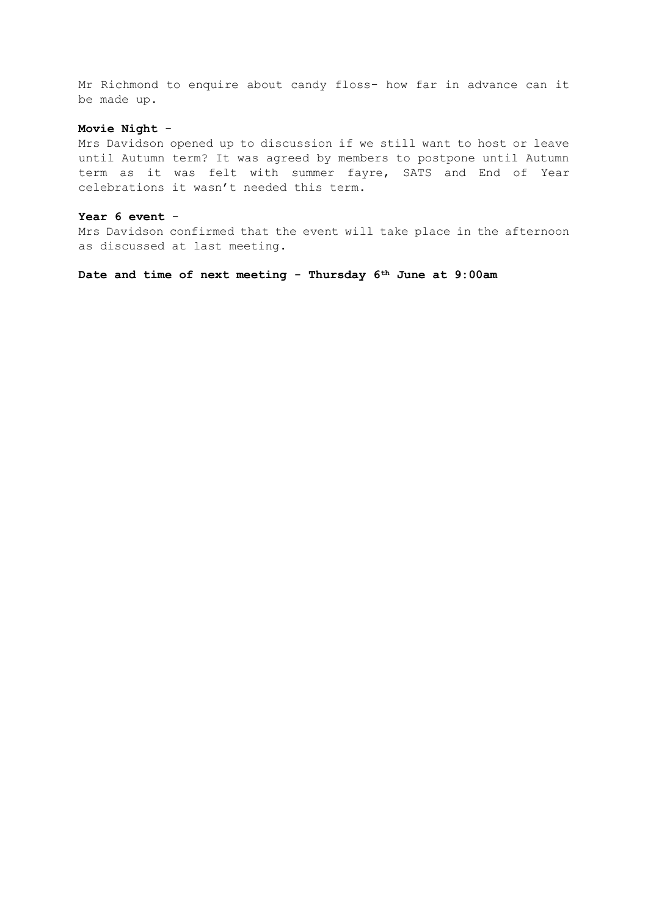Mr Richmond to enquire about candy floss- how far in advance can it be made up.

**Movie Night** -
Mrs Davidson opened up to discussion if we still want to host or leave until Autumn term? It was agreed by members to postpone until Autumn term as it was felt with summer fayre, SATS and End of Year celebrations it wasn't needed this term.

**Year 6 event** -
Mrs Davidson confirmed that the event will take place in the afternoon as discussed at last meeting.

**Date and time of next meeting - Thursday 6th June at 9:00am**